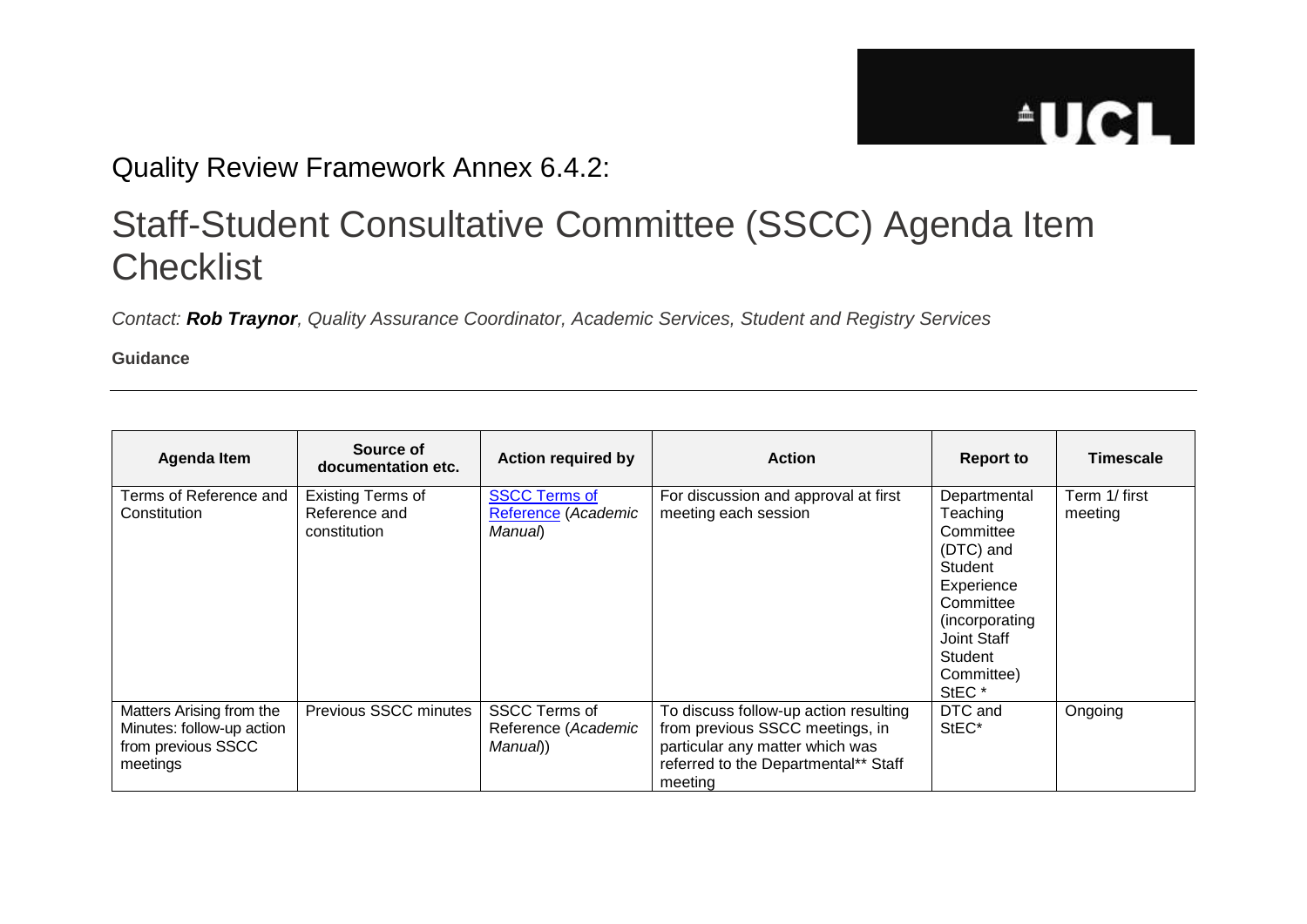Quality Review Framework Annex 6.4.2:

# Staff-Student Consultative Committee (SSCC) Agenda Item Checklist

*Contact: **Rob Traynor**, Quality Assurance Coordinator, Academic Services, Student and Registry Services*

**Guidance**

---

| Agenda Item | Source of documentation etc. | Action required by | Action | Report to | Timescale |
|---|---|---|---|---|---|
| Terms of Reference and Constitution | Existing Terms of Reference and constitution | SSCC Terms of Reference (*Academic Manual*) | For discussion and approval at first meeting each session | Departmental Teaching Committee (DTC) and Student Experience Committee (incorporating Joint Staff Student Committee) StEC * | Term 1/ first meeting |
| Matters Arising from the Minutes: follow-up action from previous SSCC meetings | Previous SSCC minutes | SSCC Terms of Reference (*Academic Manual*)) | To discuss follow-up action resulting from previous SSCC meetings, in particular any matter which was referred to the Departmental** Staff meeting | DTC and StEC* | Ongoing |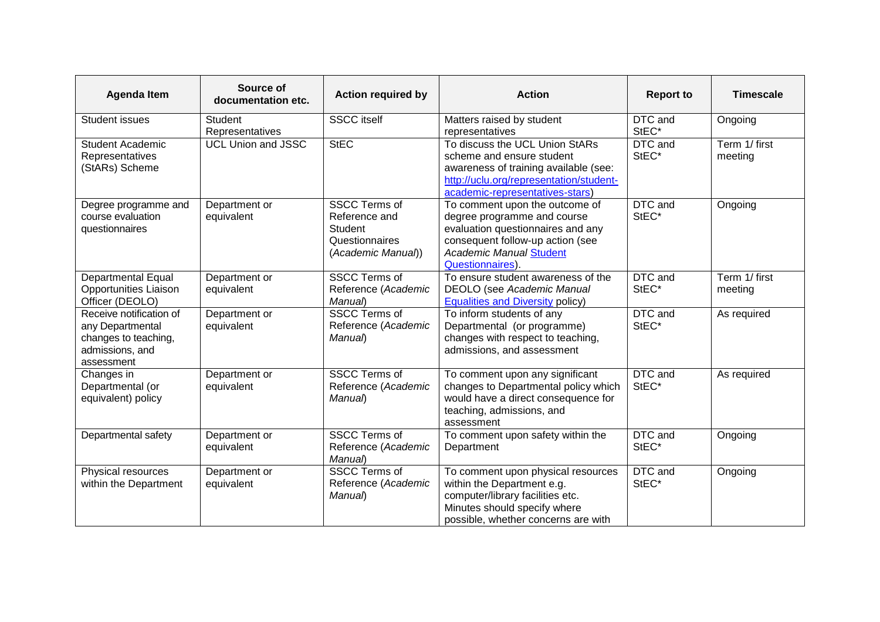| Agenda Item | Source of documentation etc. | Action required by | Action | Report to | Timescale |
|---|---|---|---|---|---|
| Student issues | Student Representatives | SSCC itself | Matters raised by student representatives | DTC and StEC* | Ongoing |
| Student Academic Representatives (StARs) Scheme | UCL Union and JSSC | StEC | To discuss the UCL Union StARs scheme and ensure student awareness of training available (see: http://uclu.org/representation/student-academic-representatives-stars) | DTC and StEC* | Term 1/ first meeting |
| Degree programme and course evaluation questionnaires | Department or equivalent | SSCC Terms of Reference and Student Questionnaires (*Academic Manual*)) | To comment upon the outcome of degree programme and course evaluation questionnaires and any consequent follow-up action (see *Academic Manual* Student Questionnaires). | DTC and StEC* | Ongoing |
| Departmental Equal Opportunities Liaison Officer (DEOLO) | Department or equivalent | SSCC Terms of Reference (*Academic Manual*) | To ensure student awareness of the DEOLO (see *Academic Manual* Equalities and Diversity policy) | DTC and StEC* | Term 1/ first meeting |
| Receive notification of any Departmental changes to teaching, admissions, and assessment | Department or equivalent | SSCC Terms of Reference (*Academic Manual*) | To inform students of any Departmental (or programme) changes with respect to teaching, admissions, and assessment | DTC and StEC* | As required |
| Changes in Departmental (or equivalent) policy | Department or equivalent | SSCC Terms of Reference (*Academic Manual*) | To comment upon any significant changes to Departmental policy which would have a direct consequence for teaching, admissions, and assessment | DTC and StEC* | As required |
| Departmental safety | Department or equivalent | SSCC Terms of Reference (*Academic Manual*) | To comment upon safety within the Department | DTC and StEC* | Ongoing |
| Physical resources within the Department | Department or equivalent | SSCC Terms of Reference (*Academic Manual*) | To comment upon physical resources within the Department e.g. computer/library facilities etc. Minutes should specify where possible, whether concerns are with | DTC and StEC* | Ongoing |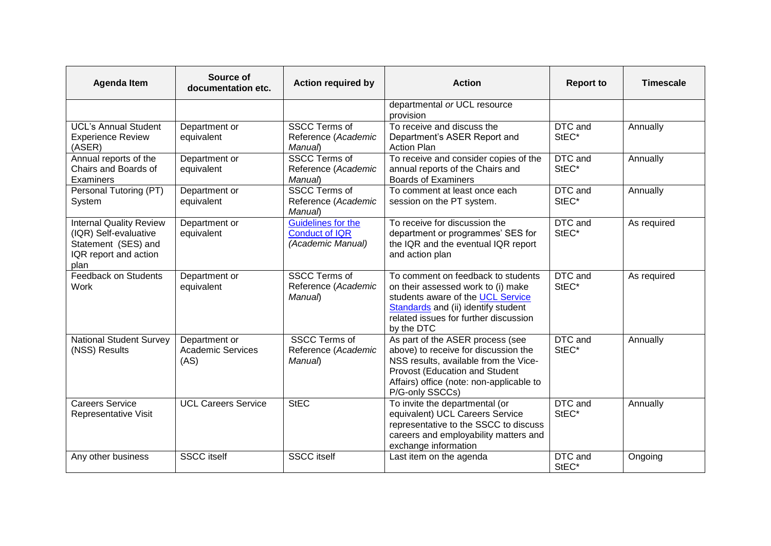| Agenda Item | Source of documentation etc. | Action required by | Action | Report to | Timescale |
|---|---|---|---|---|---|
| | | | departmental *or* UCL resource provision | | |
| UCL's Annual Student Experience Review (ASER) | Department or equivalent | SSCC Terms of Reference (*Academic Manual*) | To receive and discuss the Department's ASER Report and Action Plan | DTC and StEC* | Annually |
| Annual reports of the Chairs and Boards of Examiners | Department or equivalent | SSCC Terms of Reference (*Academic Manual*) | To receive and consider copies of the annual reports of the Chairs and Boards of Examiners | DTC and StEC* | Annually |
| Personal Tutoring (PT) System | Department or equivalent | SSCC Terms of Reference (*Academic Manual*) | To comment at least once each session on the PT system. | DTC and StEC* | Annually |
| Internal Quality Review (IQR) Self-evaluative Statement (SES) and IQR report and action plan | Department or equivalent | Guidelines for the Conduct of IQR (*Academic Manual)* | To receive for discussion the department or programmes' SES for the IQR and the eventual IQR report and action plan | DTC and StEC* | As required |
| Feedback on Students Work | Department or equivalent | SSCC Terms of Reference (*Academic Manual*) | To comment on feedback to students on their assessed work to (i) make students aware of the UCL Service Standards and (ii) identify student related issues for further discussion by the DTC | DTC and StEC* | As required |
| National Student Survey (NSS) Results | Department or Academic Services (AS) | SSCC Terms of Reference (*Academic Manual*) | As part of the ASER process (see above) to receive for discussion the NSS results, available from the Vice-Provost (Education and Student Affairs) office (note: non-applicable to P/G-only SSCCs) | DTC and StEC* | Annually |
| Careers Service Representative Visit | UCL Careers Service | StEC | To invite the departmental (or equivalent) UCL Careers Service representative to the SSCC to discuss careers and employability matters and exchange information | DTC and StEC* | Annually |
| Any other business | SSCC itself | SSCC itself | Last item on the agenda | DTC and StEC* | Ongoing |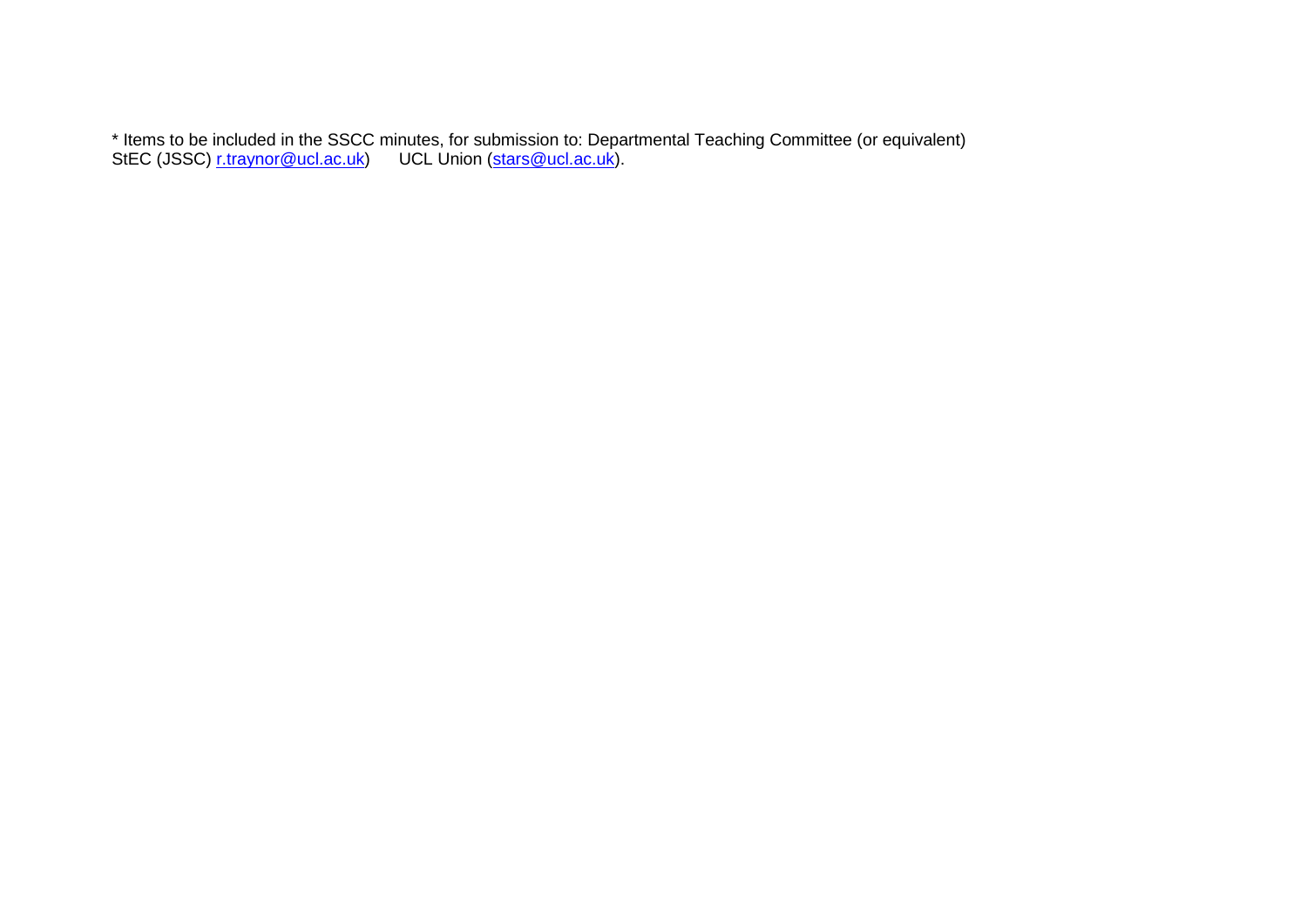* Items to be included in the SSCC minutes, for submission to: Departmental Teaching Committee (or equivalent)
StEC (JSSC) r.traynor@ucl.ac.uk)   UCL Union (stars@ucl.ac.uk).